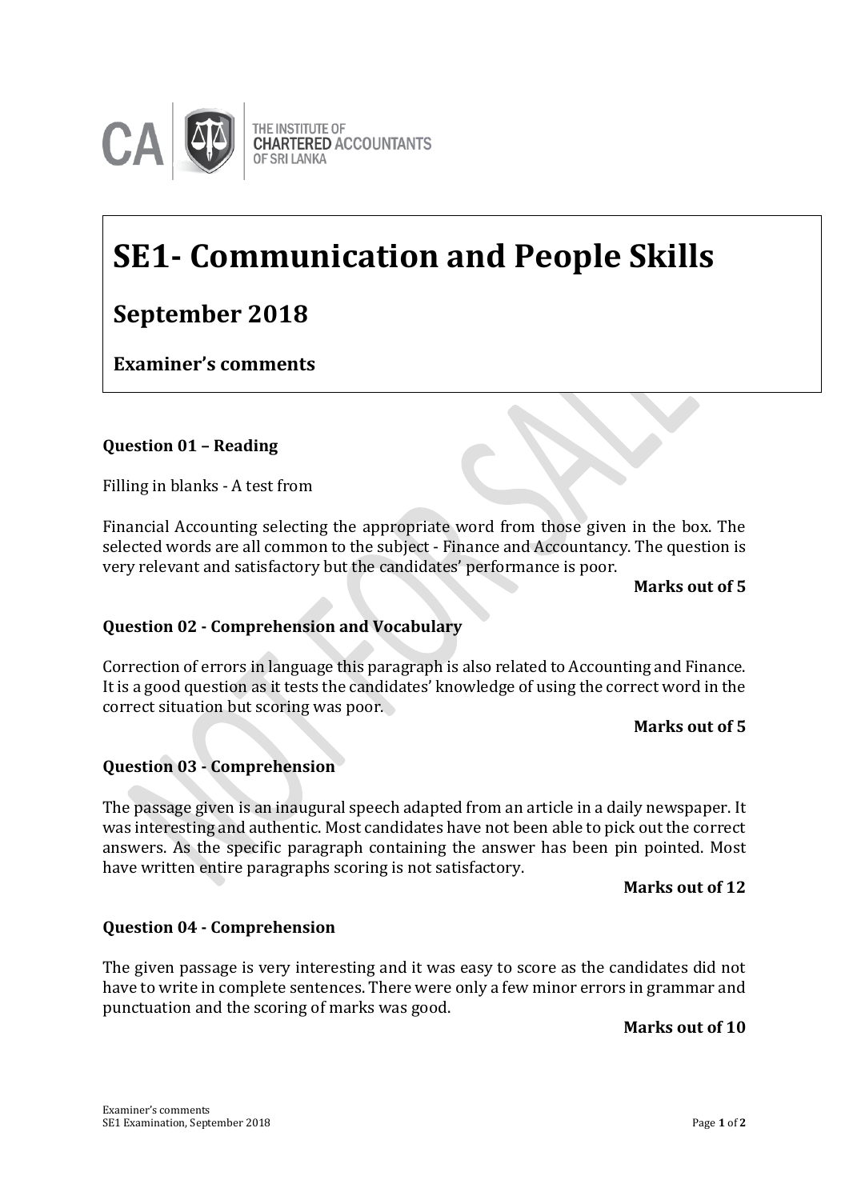# SE1- Communication and People Skills

## September 2018

### Examiner's comments

**Question 01 – Reading**

Filling in blanks - A test from

Financial Accounting selecting the appropriate word from those given in the box. The selected words are all common to the subject - Finance and Accountancy. The question is very relevant and satisfactory but the candidates' performance is poor.

**Marks out of 5**

**Question 02 - Comprehension and Vocabulary**

Correction of errors in language this paragraph is also related to Accounting and Finance. It is a good question as it tests the candidates' knowledge of using the correct word in the correct situation but scoring was poor.

**Marks out of 5**

**Question 03 - Comprehension**

The passage given is an inaugural speech adapted from an article in a daily newspaper. It was interesting and authentic. Most candidates have not been able to pick out the correct answers. As the specific paragraph containing the answer has been pin pointed. Most have written entire paragraphs scoring is not satisfactory.

**Marks out of 12**

**Question 04 - Comprehension**

The given passage is very interesting and it was easy to score as the candidates did not have to write in complete sentences. There were only a few minor errors in grammar and punctuation and the scoring of marks was good.

**Marks out of 10**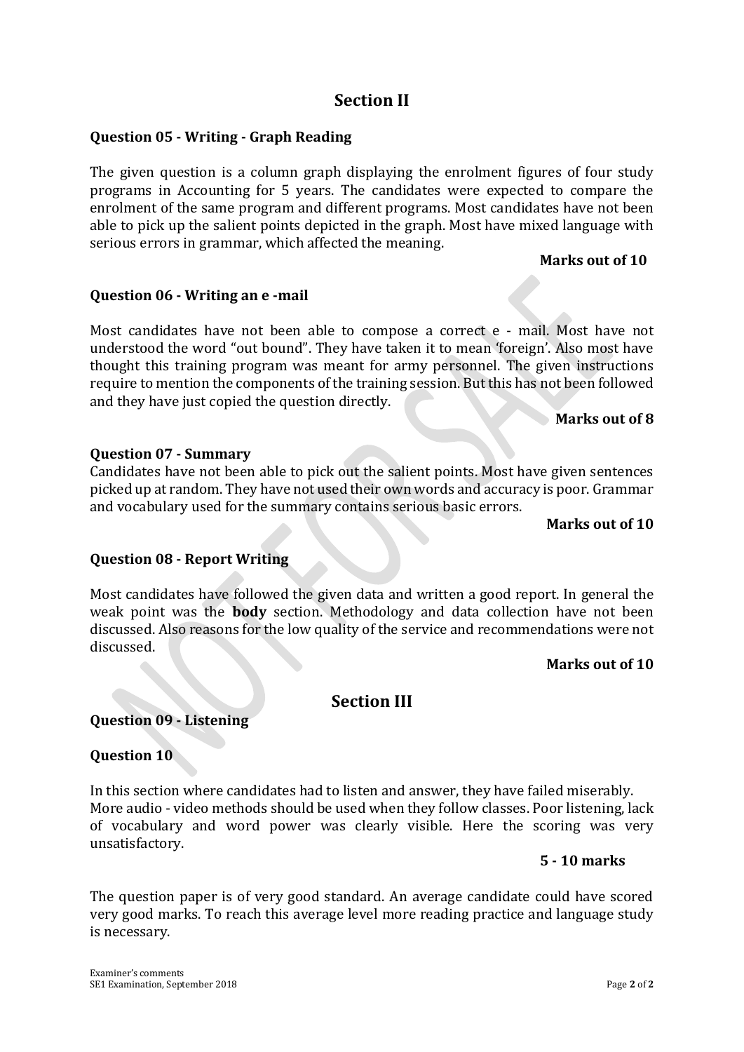## Section II

### Question 05 - Writing - Graph Reading

The given question is a column graph displaying the enrolment figures of four study programs in Accounting for 5 years. The candidates were expected to compare the enrolment of the same program and different programs. Most candidates have not been able to pick up the salient points depicted in the graph. Most have mixed language with serious errors in grammar, which affected the meaning.

**Marks out of 10**

### Question 06 - Writing an e -mail

Most candidates have not been able to compose a correct e - mail. Most have not understood the word "out bound". They have taken it to mean 'foreign'. Also most have thought this training program was meant for army personnel. The given instructions require to mention the components of the training session. But this has not been followed and they have just copied the question directly.

**Marks out of 8**

### Question 07 - Summary

Candidates have not been able to pick out the salient points. Most have given sentences picked up at random. They have not used their own words and accuracy is poor. Grammar and vocabulary used for the summary contains serious basic errors.

**Marks out of 10**

### Question 08 - Report Writing

Most candidates have followed the given data and written a good report. In general the weak point was the **body** section. Methodology and data collection have not been discussed. Also reasons for the low quality of the service and recommendations were not discussed.

**Marks out of 10**

## Section III

### Question 09 - Listening

### Question 10

In this section where candidates had to listen and answer, they have failed miserably. More audio - video methods should be used when they follow classes. Poor listening, lack of vocabulary and word power was clearly visible. Here the scoring was very unsatisfactory.

**5 - 10 marks**

The question paper is of very good standard. An average candidate could have scored very good marks. To reach this average level more reading practice and language study is necessary.